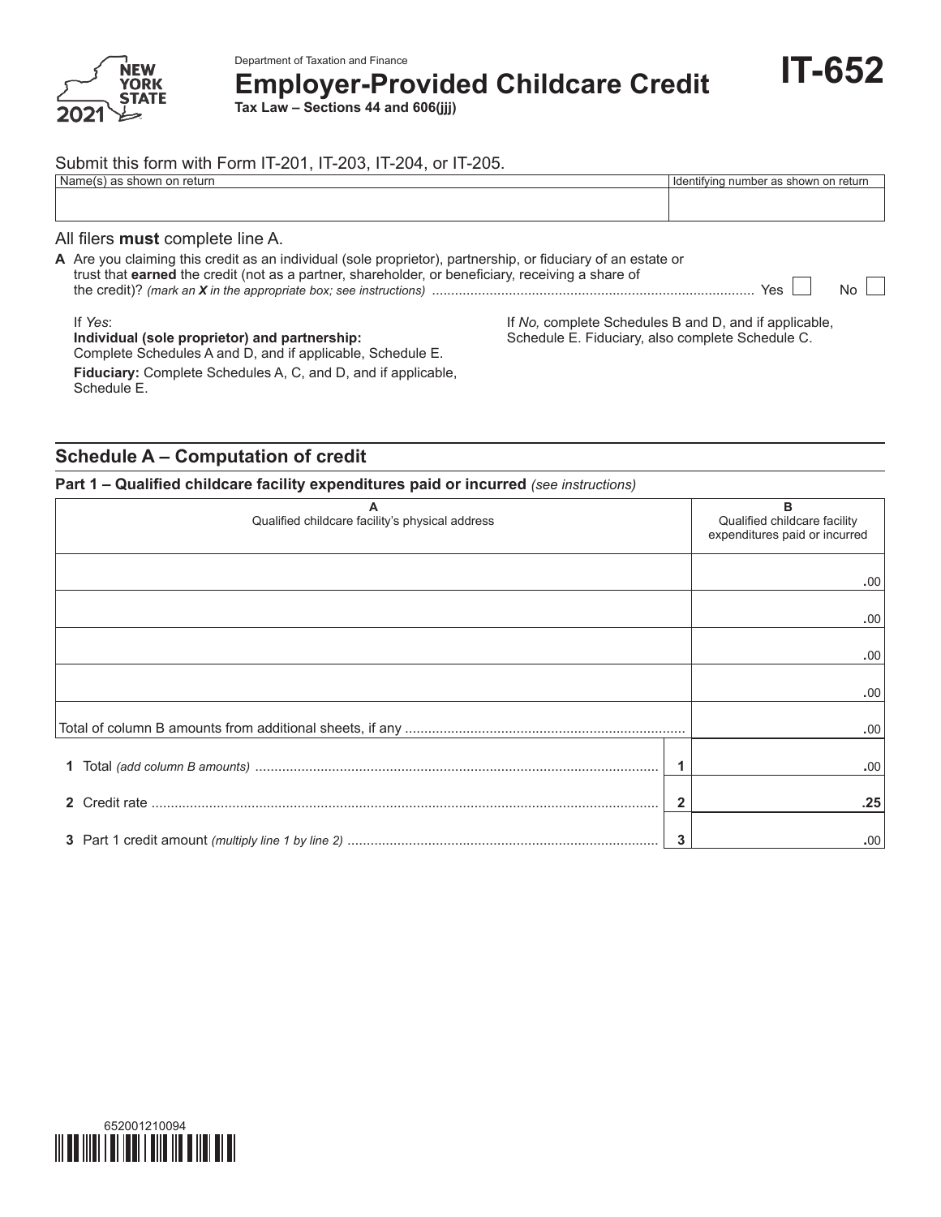Department of Taxation and Finance

# Employer-Provided Childcare Credit

**IT-652**

New York State 2021

**Tax Law – Sections 44 and 606(jjj)**

Submit this form with Form IT-201, IT-203, IT-204, or IT-205.

| Name(s) as shown on return | Identifying number as shown on return |
|---|---|
| | |

All filers **must** complete line A.

**A** Are you claiming this credit as an individual (sole proprietor), partnership, or fiduciary of an estate or trust that **earned** the credit (not as a partner, shareholder, or beneficiary, receiving a share of the credit)? *(mark an **X** in the appropriate box; see instructions)* .................... Yes ☐ No ☐

If *Yes*:
**Individual (sole proprietor) and partnership:** Complete Schedules A and D, and if applicable, Schedule E.
**Fiduciary:** Complete Schedules A, C, and D, and if applicable, Schedule E.

If *No,* complete Schedules B and D, and if applicable, Schedule E. Fiduciary, also complete Schedule C.

## Schedule A – Computation of credit

### Part 1 – Qualified childcare facility expenditures paid or incurred *(see instructions)*

| A<br>Qualified childcare facility's physical address | | B<br>Qualified childcare facility expenditures paid or incurred |
|---|---|---|
| | | .00 |
| | | .00 |
| | | .00 |
| | | .00 |
| Total of column B amounts from additional sheets, if any .................... | | .00 |
| **1** Total *(add column B amounts)* .................... | 1 | .00 |
| **2** Credit rate .................... | 2 | .25 |
| **3** Part 1 credit amount *(multiply line 1 by line 2)* .................... | 3 | .00 |

652001210094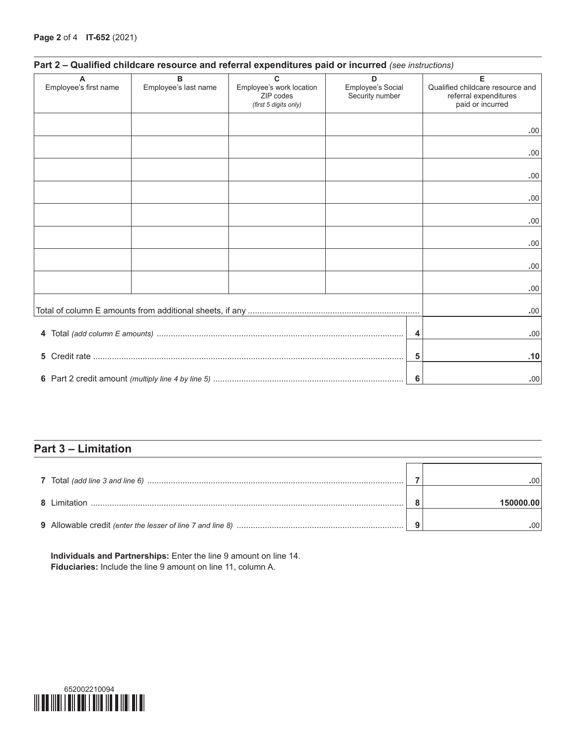## Part 2 – Qualified childcare resource and referral expenditures paid or incurred *(see instructions)*

| A<br>Employee's first name | B<br>Employee's last name | C<br>Employee's work location ZIP codes *(first 5 digits only)* | D<br>Employee's Social Security number | E<br>Qualified childcare resource and referral expenditures paid or incurred |
|---|---|---|---|---|
| | | | | .00 |
| | | | | .00 |
| | | | | .00 |
| | | | | .00 |
| | | | | .00 |
| | | | | .00 |
| | | | | .00 |
| | | | | .00 |
| Total of column E amounts from additional sheets, if any | | | | .00 |

| | | |
|---|---|---|
| **4** Total *(add column E amounts)* | 4 | .00 |
| **5** Credit rate | 5 | **.10** |
| **6** Part 2 credit amount *(multiply line 4 by line 5)* | 6 | .00 |

## Part 3 – Limitation

| | | |
|---|---|---|
| **7** Total *(add line 3 and line 6)* | 7 | .00 |
| **8** Limitation | 8 | **150000.00** |
| **9** Allowable credit *(enter the lesser of line 7 and line 8)* | 9 | .00 |

**Individuals and Partnerships:** Enter the line 9 amount on line 14.
**Fiduciaries:** Include the line 9 amount on line 11, column A.

652002210094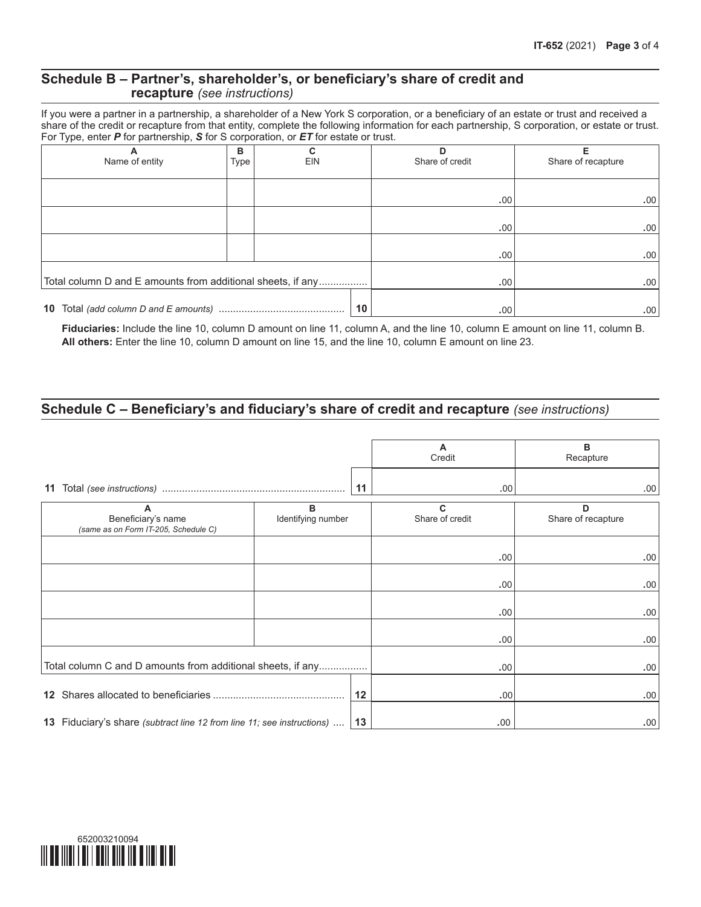## Schedule B – Partner's, shareholder's, or beneficiary's share of credit and recapture *(see instructions)*

If you were a partner in a partnership, a shareholder of a New York S corporation, or a beneficiary of an estate or trust and received a share of the credit or recapture from that entity, complete the following information for each partnership, S corporation, or estate or trust. For Type, enter ***P*** for partnership, ***S*** for S corporation, or ***ET*** for estate or trust.

| A<br>Name of entity | B<br>Type | C<br>EIN | D<br>Share of credit | E<br>Share of recapture |
|---|---|---|---|---|
| | | | .00 | .00 |
| | | | .00 | .00 |
| | | | .00 | .00 |
| Total column D and E amounts from additional sheets, if any | | | .00 | .00 |
| **10** Total *(add column D and E amounts)* | | **10** | .00 | .00 |

**Fiduciaries:** Include the line 10, column D amount on line 11, column A, and the line 10, column E amount on line 11, column B.
**All others:** Enter the line 10, column D amount on line 15, and the line 10, column E amount on line 23.

## Schedule C – Beneficiary's and fiduciary's share of credit and recapture *(see instructions)*

| | | A<br>Credit | B<br>Recapture |
|---|---|---|---|
| **11** Total *(see instructions)* | **11** | .00 | .00 |

| A<br>Beneficiary's name<br>*(same as on Form IT-205, Schedule C)* | B<br>Identifying number | C<br>Share of credit | D<br>Share of recapture |
|---|---|---|---|
| | | .00 | .00 |
| | | .00 | .00 |
| | | .00 | .00 |
| | | .00 | .00 |
| Total column C and D amounts from additional sheets, if any | | .00 | .00 |
| **12** Shares allocated to beneficiaries | **12** | .00 | .00 |
| **13** Fiduciary's share *(subtract line 12 from line 11; see instructions)* | **13** | .00 | .00 |

652003210094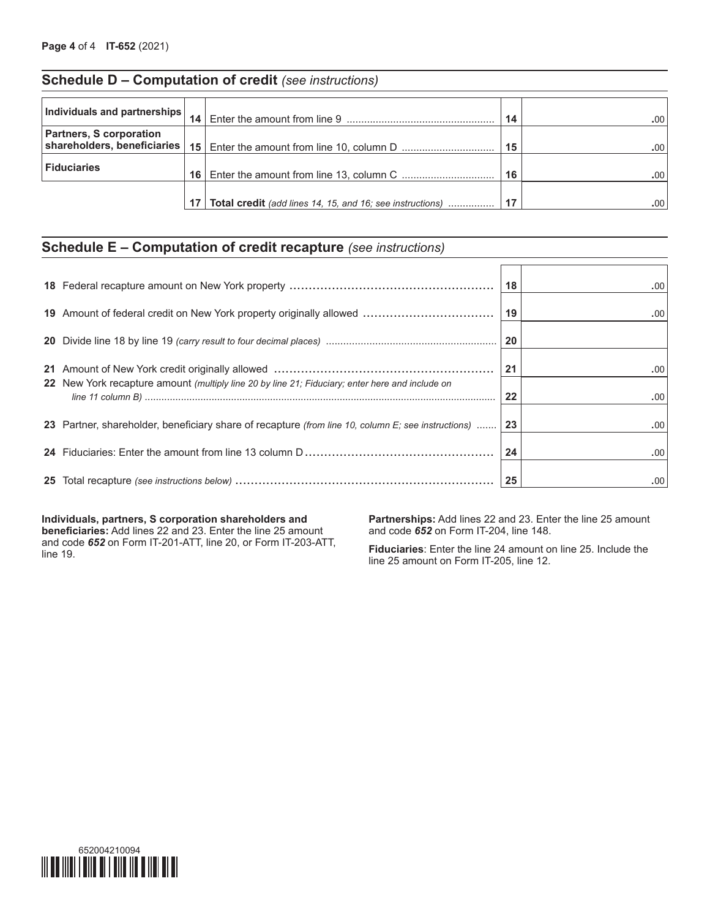## Schedule D – Computation of credit *(see instructions)*

| | | | | |
|---|---|---|---|---|
| **Individuals and partnerships** | **14** | Enter the amount from line 9 | **14** | .00 |
| **Partners, S corporation shareholders, beneficiaries** | **15** | Enter the amount from line 10, column D | **15** | .00 |
| **Fiduciaries** | **16** | Enter the amount from line 13, column C | **16** | .00 |
| | **17** | **Total credit** *(add lines 14, 15, and 16; see instructions)* | **17** | .00 |

## Schedule E – Computation of credit recapture *(see instructions)*

| | | |
|---|---|---|
| **18** Federal recapture amount on New York property | **18** | .00 |
| **19** Amount of federal credit on New York property originally allowed | **19** | .00 |
| **20** Divide line 18 by line 19 *(carry result to four decimal places)* | **20** | |
| **21** Amount of New York credit originally allowed | **21** | .00 |
| **22** New York recapture amount *(multiply line 20 by line 21; Fiduciary; enter here and include on line 11 column B)* | **22** | .00 |
| **23** Partner, shareholder, beneficiary share of recapture *(from line 10, column E; see instructions)* | **23** | .00 |
| **24** Fiduciaries: Enter the amount from line 13 column D | **24** | .00 |
| **25** Total recapture *(see instructions below)* | **25** | .00 |

**Individuals, partners, S corporation shareholders and beneficiaries:** Add lines 22 and 23. Enter the line 25 amount and code ***652*** on Form IT-201-ATT, line 20, or Form IT-203-ATT, line 19.

**Partnerships:** Add lines 22 and 23. Enter the line 25 amount and code ***652*** on Form IT-204, line 148.

**Fiduciaries**: Enter the line 24 amount on line 25. Include the line 25 amount on Form IT-205, line 12.

652004210094